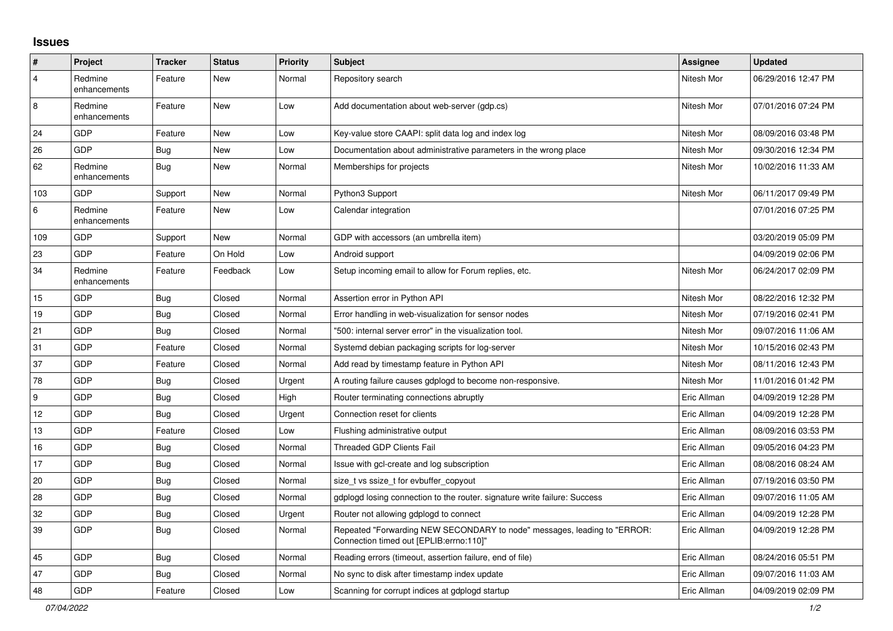## Issues

| # | Project | Tracker | Status | Priority | Subject | Assignee | Updated |
|---|---|---|---|---|---|---|---|
| 4 | Redmine enhancements | Feature | New | Normal | Repository search | Nitesh Mor | 06/29/2016 12:47 PM |
| 8 | Redmine enhancements | Feature | New | Low | Add documentation about web-server (gdp.cs) | Nitesh Mor | 07/01/2016 07:24 PM |
| 24 | GDP | Feature | New | Low | Key-value store CAAPI: split data log and index log | Nitesh Mor | 08/09/2016 03:48 PM |
| 26 | GDP | Bug | New | Low | Documentation about administrative parameters in the wrong place | Nitesh Mor | 09/30/2016 12:34 PM |
| 62 | Redmine enhancements | Bug | New | Normal | Memberships for projects | Nitesh Mor | 10/02/2016 11:33 AM |
| 103 | GDP | Support | New | Normal | Python3 Support | Nitesh Mor | 06/11/2017 09:49 PM |
| 6 | Redmine enhancements | Feature | New | Low | Calendar integration | | 07/01/2016 07:25 PM |
| 109 | GDP | Support | New | Normal | GDP with accessors (an umbrella item) | | 03/20/2019 05:09 PM |
| 23 | GDP | Feature | On Hold | Low | Android support | | 04/09/2019 02:06 PM |
| 34 | Redmine enhancements | Feature | Feedback | Low | Setup incoming email to allow for Forum replies, etc. | Nitesh Mor | 06/24/2017 02:09 PM |
| 15 | GDP | Bug | Closed | Normal | Assertion error in Python API | Nitesh Mor | 08/22/2016 12:32 PM |
| 19 | GDP | Bug | Closed | Normal | Error handling in web-visualization for sensor nodes | Nitesh Mor | 07/19/2016 02:41 PM |
| 21 | GDP | Bug | Closed | Normal | "500: internal server error" in the visualization tool. | Nitesh Mor | 09/07/2016 11:06 AM |
| 31 | GDP | Feature | Closed | Normal | Systemd debian packaging scripts for log-server | Nitesh Mor | 10/15/2016 02:43 PM |
| 37 | GDP | Feature | Closed | Normal | Add read by timestamp feature in Python API | Nitesh Mor | 08/11/2016 12:43 PM |
| 78 | GDP | Bug | Closed | Urgent | A routing failure causes gdplogd to become non-responsive. | Nitesh Mor | 11/01/2016 01:42 PM |
| 9 | GDP | Bug | Closed | High | Router terminating connections abruptly | Eric Allman | 04/09/2019 12:28 PM |
| 12 | GDP | Bug | Closed | Urgent | Connection reset for clients | Eric Allman | 04/09/2019 12:28 PM |
| 13 | GDP | Feature | Closed | Low | Flushing administrative output | Eric Allman | 08/09/2016 03:53 PM |
| 16 | GDP | Bug | Closed | Normal | Threaded GDP Clients Fail | Eric Allman | 09/05/2016 04:23 PM |
| 17 | GDP | Bug | Closed | Normal | Issue with gcl-create and log subscription | Eric Allman | 08/08/2016 08:24 AM |
| 20 | GDP | Bug | Closed | Normal | size_t vs ssize_t for evbuffer_copyout | Eric Allman | 07/19/2016 03:50 PM |
| 28 | GDP | Bug | Closed | Normal | gdplogd losing connection to the router. signature write failure: Success | Eric Allman | 09/07/2016 11:05 AM |
| 32 | GDP | Bug | Closed | Urgent | Router not allowing gdplogd to connect | Eric Allman | 04/09/2019 12:28 PM |
| 39 | GDP | Bug | Closed | Normal | Repeated "Forwarding NEW SECONDARY to node" messages, leading to "ERROR: Connection timed out [EPLIB:errno:110]" | Eric Allman | 04/09/2019 12:28 PM |
| 45 | GDP | Bug | Closed | Normal | Reading errors (timeout, assertion failure, end of file) | Eric Allman | 08/24/2016 05:51 PM |
| 47 | GDP | Bug | Closed | Normal | No sync to disk after timestamp index update | Eric Allman | 09/07/2016 11:03 AM |
| 48 | GDP | Feature | Closed | Low | Scanning for corrupt indices at gdplogd startup | Eric Allman | 04/09/2019 02:09 PM |

*07/04/2022*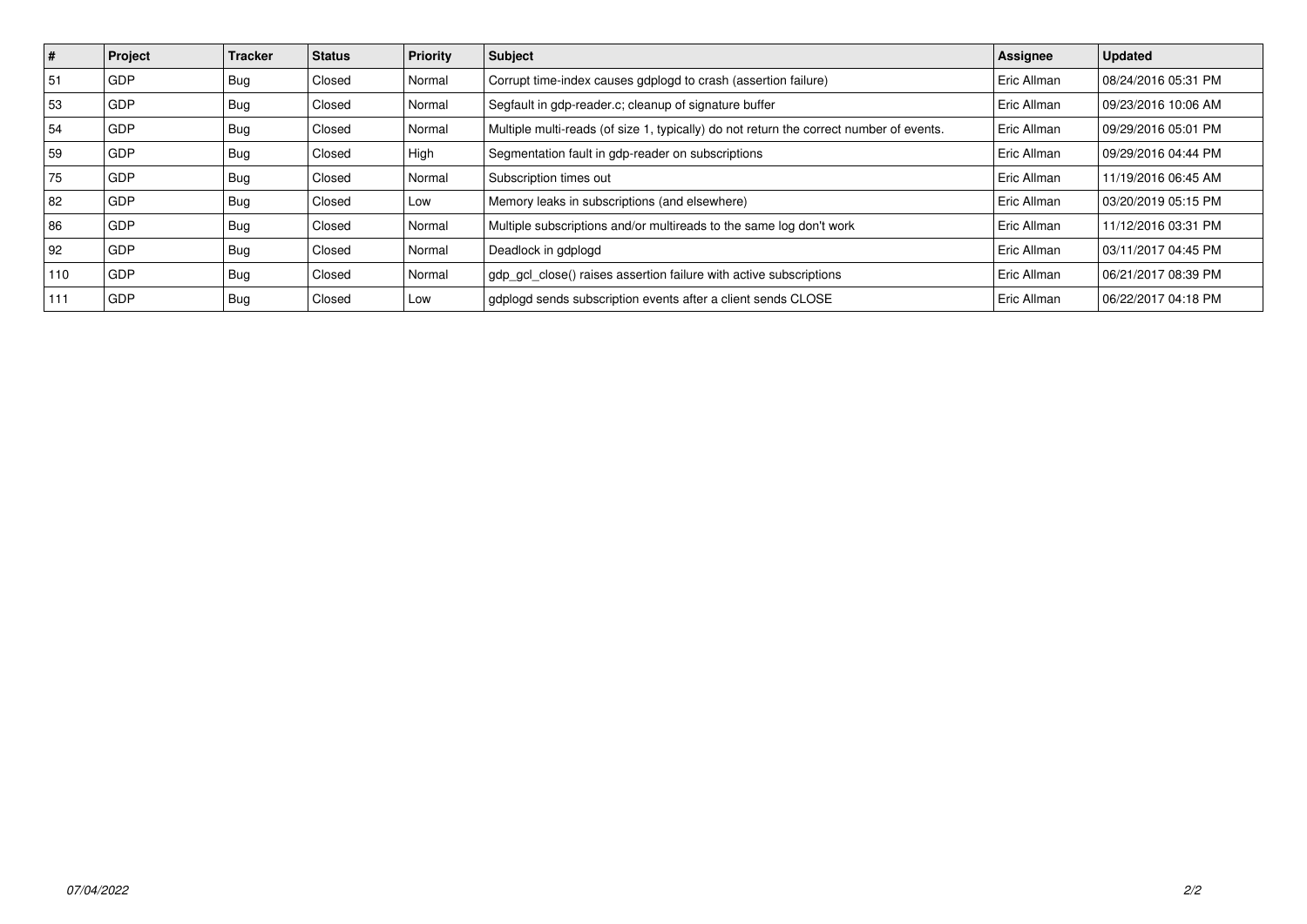| # | Project | Tracker | Status | Priority | Subject | Assignee | Updated |
|---|---|---|---|---|---|---|---|
| 51 | GDP | Bug | Closed | Normal | Corrupt time-index causes gdplogd to crash (assertion failure) | Eric Allman | 08/24/2016 05:31 PM |
| 53 | GDP | Bug | Closed | Normal | Segfault in gdp-reader.c; cleanup of signature buffer | Eric Allman | 09/23/2016 10:06 AM |
| 54 | GDP | Bug | Closed | Normal | Multiple multi-reads (of size 1, typically) do not return the correct number of events. | Eric Allman | 09/29/2016 05:01 PM |
| 59 | GDP | Bug | Closed | High | Segmentation fault in gdp-reader on subscriptions | Eric Allman | 09/29/2016 04:44 PM |
| 75 | GDP | Bug | Closed | Normal | Subscription times out | Eric Allman | 11/19/2016 06:45 AM |
| 82 | GDP | Bug | Closed | Low | Memory leaks in subscriptions (and elsewhere) | Eric Allman | 03/20/2019 05:15 PM |
| 86 | GDP | Bug | Closed | Normal | Multiple subscriptions and/or multireads to the same log don't work | Eric Allman | 11/12/2016 03:31 PM |
| 92 | GDP | Bug | Closed | Normal | Deadlock in gdplogd | Eric Allman | 03/11/2017 04:45 PM |
| 110 | GDP | Bug | Closed | Normal | gdp_gcl_close() raises assertion failure with active subscriptions | Eric Allman | 06/21/2017 08:39 PM |
| 111 | GDP | Bug | Closed | Low | gdplogd sends subscription events after a client sends CLOSE | Eric Allman | 06/22/2017 04:18 PM |

*07/04/2022*